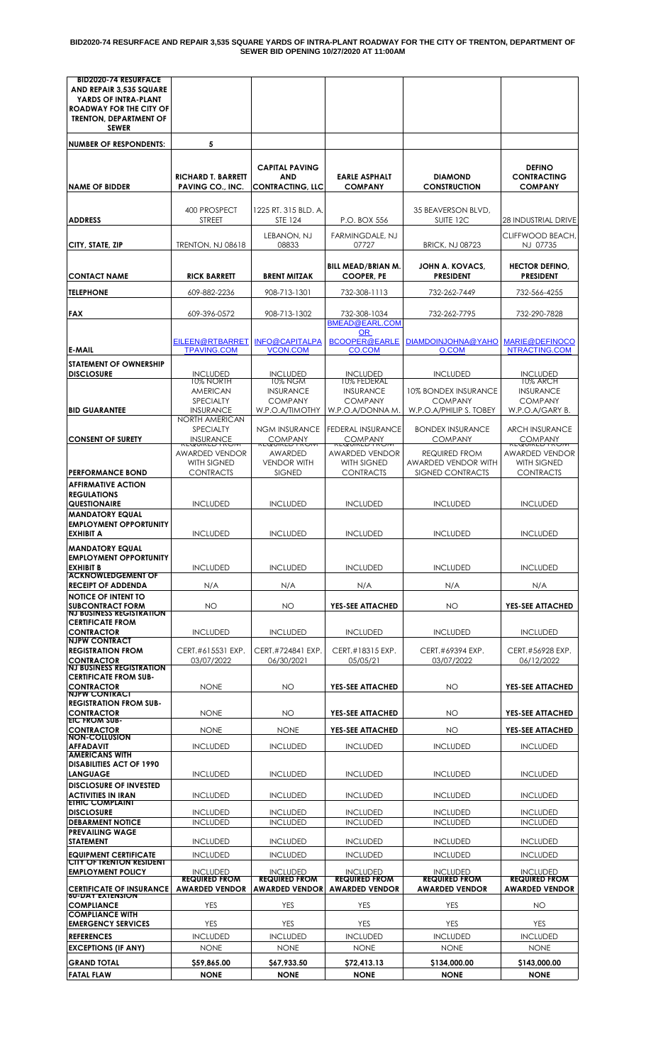**BID2020-74 RESURFACE AND REPAIR 3,535 SQUARE YARDS OF INTRA-PLANT ROADWAY FOR THE CITY OF TRENTON, DEPARTMENT OF SEWER BID OPENING 10/27/2020 AT 11:00AM**

| BID2020-74 RESURFACE AND REPAIR 3,535 SQUARE YARDS OF INTRA-PLANT ROADWAY FOR THE CITY OF TRENTON, DEPARTMENT OF SEWER | | | | | |
|---|---|---|---|---|---|
| NUMBER OF RESPONDENTS: | 5 | | | | |
| NAME OF BIDDER | RICHARD T. BARRETT PAVING CO., INC. | CAPITAL PAVING AND CONTRACTING, LLC | EARLE ASPHALT COMPANY | DIAMOND CONSTRUCTION | DEFINO CONTRACTING COMPANY |
| ADDRESS | 400 PROSPECT STREET | 1225 RT. 315 BLD. A. STE 124 | P.O. BOX 556 | 35 BEAVERSON BLVD, SUITE 12C | 28 INDUSTRIAL DRIVE |
| CITY, STATE, ZIP | TRENTON, NJ 08618 | LEBANON, NJ 08833 | FARMINGDALE, NJ 07727 | BRICK, NJ 08723 | CLIFFWOOD BEACH, NJ 07735 |
| CONTACT NAME | RICK BARRETT | BRENT MITZAK | BILL MEAD/BRIAN M. COOPER, PE | JOHN A. KOVACS, PRESIDENT | HECTOR DEFINO, PRESIDENT |
| TELEPHONE | 609-882-2236 | 908-713-1301 | 732-308-1113 | 732-262-7449 | 732-566-4255 |
| FAX | 609-396-0572 | 908-713-1302 | 732-308-1034 | 732-262-7795 | 732-290-7828 |
| E-MAIL | EILEEN@RTBARRETTPAVING.COM | INFO@CAPITALPAVCON.COM | BMEAD@EARL.COM OR BCOOPER@EARLECO.COM | DIAMDOINJOHNA@YAHOO.COM | MARIE@DEFINOCONTRACTING.COM |
| STATEMENT OF OWNERSHIP DISCLOSURE | INCLUDED | INCLUDED | INCLUDED | INCLUDED | INCLUDED |
| BID GUARANTEE | 10% NORTH AMERICAN SPECIALTY INSURANCE | 10% NGM INSURANCE COMPANY W.P.O.A/TIMOTHY | 10% FEDERAL INSURANCE COMPANY W.P.O.A/DONNA M. | 10% BONDEX INSURANCE COMPANY W.P.O.A/PHILIP S. TOBEY | 10% ARCH INSURANCE COMPANY W.P.O.A/GARY B. |
| CONSENT OF SURETY | NORTH AMERICAN SPECIALTY INSURANCE | NGM INSURANCE COMPANY | FEDERAL INSURANCE COMPANY | BONDEX INSURANCE COMPANY | ARCH INSURANCE COMPANY |
| PERFORMANCE BOND | REQUIRED FROM AWARDED VENDOR WITH SIGNED CONTRACTS | REQUIRED FROM AWARDED VENDOR WITH SIGNED | REQUIRED FROM AWARDED VENDOR WITH SIGNED CONTRACTS | REQUIRED FROM AWARDED VENDOR WITH SIGNED CONTRACTS | REQUIRED FROM AWARDED VENDOR WITH SIGNED CONTRACTS |
| AFFIRMATIVE ACTION REGULATIONS QUESTIONAIRE | INCLUDED | INCLUDED | INCLUDED | INCLUDED | INCLUDED |
| MANDATORY EQUAL EMPLOYMENT OPPORTUNITY EXHIBIT A | INCLUDED | INCLUDED | INCLUDED | INCLUDED | INCLUDED |
| MANDATORY EQUAL EMPLOYMENT OPPORTUNITY EXHIBIT B | INCLUDED | INCLUDED | INCLUDED | INCLUDED | INCLUDED |
| ACKNOWLEDGEMENT OF RECEIPT OF ADDENDA | N/A | N/A | N/A | N/A | N/A |
| NOTICE OF INTENT TO SUBCONTRACT FORM | NO | NO | YES-SEE ATTACHED | NO | YES-SEE ATTACHED |
| NJ BUSINESS REGISTRATION CERTIFICATE FROM CONTRACTOR | INCLUDED | INCLUDED | INCLUDED | INCLUDED | INCLUDED |
| NJPW CONTRACT REGISTRATION FROM CONTRACTOR | CERT.#615531 EXP. 03/07/2022 | CERT.#724841 EXP. 06/30/2021 | CERT.#18315 EXP. 05/05/21 | CERT.#69394 EXP. 03/07/2022 | CERT.#56928 EXP. 06/12/2022 |
| NJ BUSINESS REGISTRATION CERTIFICATE FROM SUB-CONTRACTOR | NONE | NO | YES-SEE ATTACHED | NO | YES-SEE ATTACHED |
| NJPW CONTRACT REGISTRATION FROM SUB-CONTRACTOR | NONE | NO | YES-SEE ATTACHED | NO | YES-SEE ATTACHED |
| EIC FROM SUB-CONTRACTOR | NONE | NONE | YES-SEE ATTACHED | NO | YES-SEE ATTACHED |
| NON-COLLUSION AFFADAVIT | INCLUDED | INCLUDED | INCLUDED | INCLUDED | INCLUDED |
| AMERICANS WITH DISABILITIES ACT OF 1990 LANGUAGE | INCLUDED | INCLUDED | INCLUDED | INCLUDED | INCLUDED |
| DISCLOSURE OF INVESTED ACTIVITIES IN IRAN | INCLUDED | INCLUDED | INCLUDED | INCLUDED | INCLUDED |
| ETHIC COMPLAINT DISCLOSURE | INCLUDED | INCLUDED | INCLUDED | INCLUDED | INCLUDED |
| DEBARMENT NOTICE | INCLUDED | INCLUDED | INCLUDED | INCLUDED | INCLUDED |
| PREVAILING WAGE STATEMENT | INCLUDED | INCLUDED | INCLUDED | INCLUDED | INCLUDED |
| EQUIPMENT CERTIFICATE | INCLUDED | INCLUDED | INCLUDED | INCLUDED | INCLUDED |
| CITY OF TRENTON RESIDENT EMPLOYMENT POLICY | INCLUDED | INCLUDED | INCLUDED | INCLUDED | INCLUDED |
| CERTIFICATE OF INSURANCE | REQUIRED FROM AWARDED VENDOR | REQUIRED FROM AWARDED VENDOR | REQUIRED FROM AWARDED VENDOR | REQUIRED FROM AWARDED VENDOR | REQUIRED FROM AWARDED VENDOR |
| 60-DAY EXTENSION COMPLIANCE | YES | YES | YES | YES | NO |
| COMPLIANCE WITH EMERGENCY SERVICES | YES | YES | YES | YES | YES |
| REFERENCES | INCLUDED | INCLUDED | INCLUDED | INCLUDED | INCLUDED |
| EXCEPTIONS (IF ANY) | NONE | NONE | NONE | NONE | NONE |
| GRAND TOTAL | $59,865.00 | $67,933.50 | $72,413.13 | $134,000.00 | $143,000.00 |
| FATAL FLAW | NONE | NONE | NONE | NONE | NONE |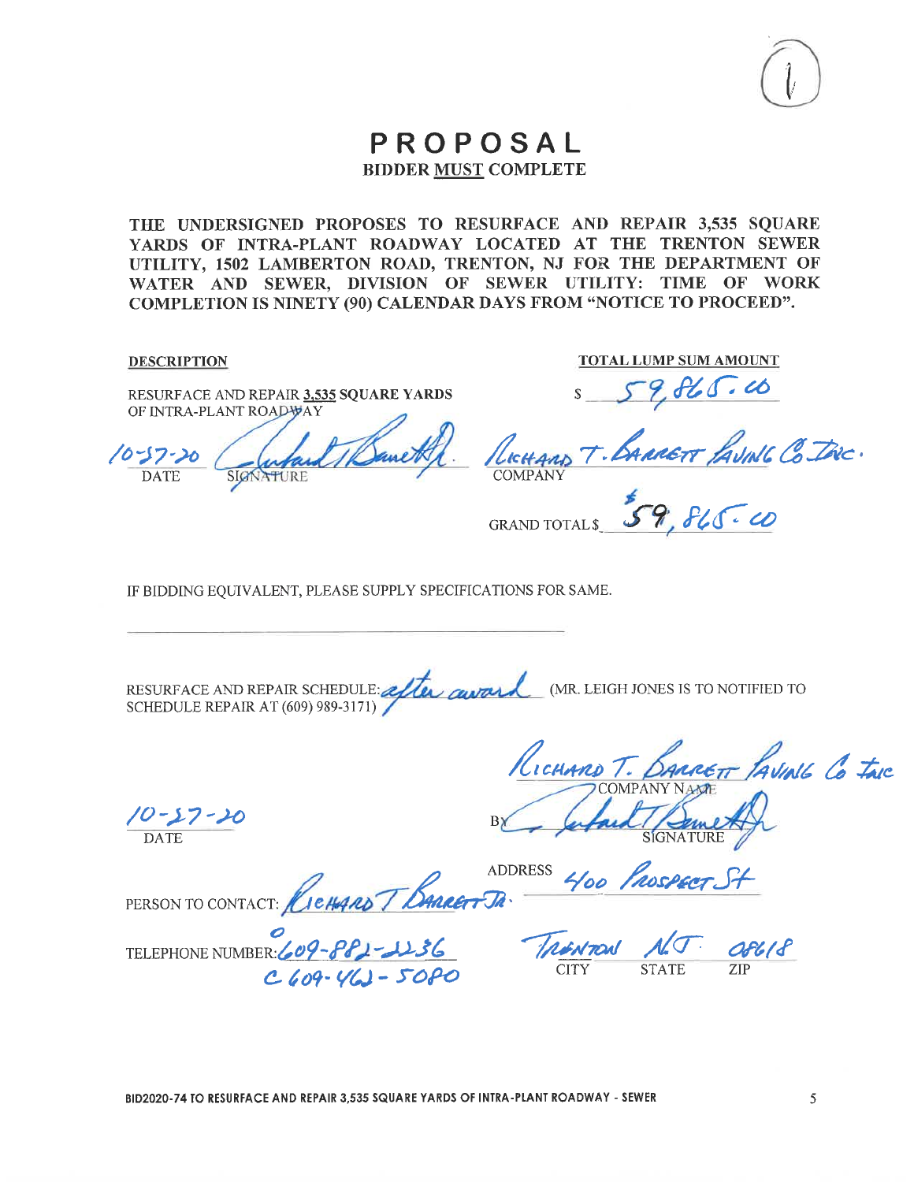# PROPOSAL

**BIDDER MUST COMPLETE**

**THE UNDERSIGNED PROPOSES TO RESURFACE AND REPAIR 3,535 SQUARE YARDS OF INTRA-PLANT ROADWAY LOCATED AT THE TRENTON SEWER UTILITY, 1502 LAMBERTON ROAD, TRENTON, NJ FOR THE DEPARTMENT OF WATER AND SEWER, DIVISION OF SEWER UTILITY: TIME OF WORK COMPLETION IS NINETY (90) CALENDAR DAYS FROM "NOTICE TO PROCEED".**

| DESCRIPTION | TOTAL LUMP SUM AMOUNT |
| --- | --- |
| RESURFACE AND REPAIR **3,535** SQUARE YARDS OF INTRA-PLANT ROADWAY | $ 59,865.00 |

10-27-20 (DATE) — [signature] (SIGNATURE) — Richard T. Barrett Paving Co Inc. (COMPANY)

GRAND TOTAL $ 59,865.00

IF BIDDING EQUIVALENT, PLEASE SUPPLY SPECIFICATIONS FOR SAME.

RESURFACE AND REPAIR SCHEDULE: after award (MR. LEIGH JONES IS TO NOTIFIED TO SCHEDULE REPAIR AT (609) 989-3171)

COMPANY NAME: Richard T. Barrett Paving Co Inc

DATE: 10-27-20

BY: [signature] (SIGNATURE)

PERSON TO CONTACT: Richard T Barrett Jr.

ADDRESS: 400 Prospect St

TELEPHONE NUMBER: O 609-882-2236  
C 609-462-5080

CITY: Trenton STATE: NJ ZIP: 08618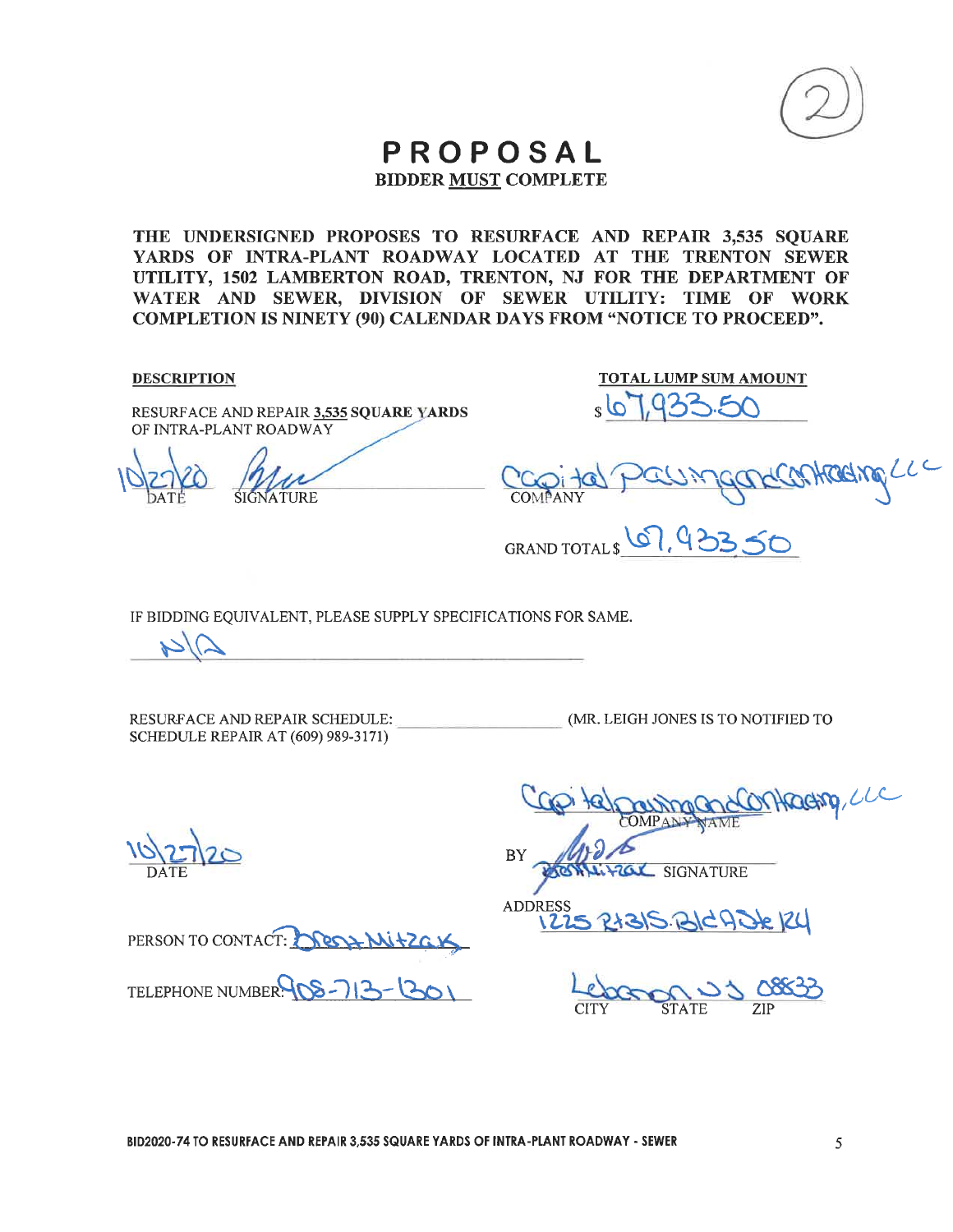(2)

# PROPOSAL

**BIDDER MUST COMPLETE**

**THE UNDERSIGNED PROPOSES TO RESURFACE AND REPAIR 3,535 SQUARE YARDS OF INTRA-PLANT ROADWAY LOCATED AT THE TRENTON SEWER UTILITY, 1502 LAMBERTON ROAD, TRENTON, NJ FOR THE DEPARTMENT OF WATER AND SEWER, DIVISION OF SEWER UTILITY: TIME OF WORK COMPLETION IS NINETY (90) CALENDAR DAYS FROM "NOTICE TO PROCEED".**

| DESCRIPTION | TOTAL LUMP SUM AMOUNT |
|---|---|
| RESURFACE AND REPAIR **3,535 SQUARE YARDS** OF INTRA-PLANT ROADWAY | $ 67,933.50 |

10/27/20 — DATE &nbsp;&nbsp; [signature] — SIGNATURE &nbsp;&nbsp; Capital Paving and Contracting LLC — COMPANY

GRAND TOTAL $ 67,933.50

IF BIDDING EQUIVALENT, PLEASE SUPPLY SPECIFICATIONS FOR SAME.

N/A

RESURFACE AND REPAIR SCHEDULE: ____________________ (MR. LEIGH JONES IS TO NOTIFIED TO SCHEDULE REPAIR AT (609) 989-3171)

Capital Paving and Contracting, LLC
COMPANY NAME

10/27/20
DATE

BY [signature] Brent Mitzak SIGNATURE

ADDRESS 1225 Rt 31 S. Bld A Ste 124

PERSON TO CONTACT: Brent Mitzak

TELEPHONE NUMBER: 908-713-1301

Lebanon NJ 08833
CITY STATE ZIP

BID2020-74 TO RESURFACE AND REPAIR 3,535 SQUARE YARDS OF INTRA-PLANT ROADWAY - SEWER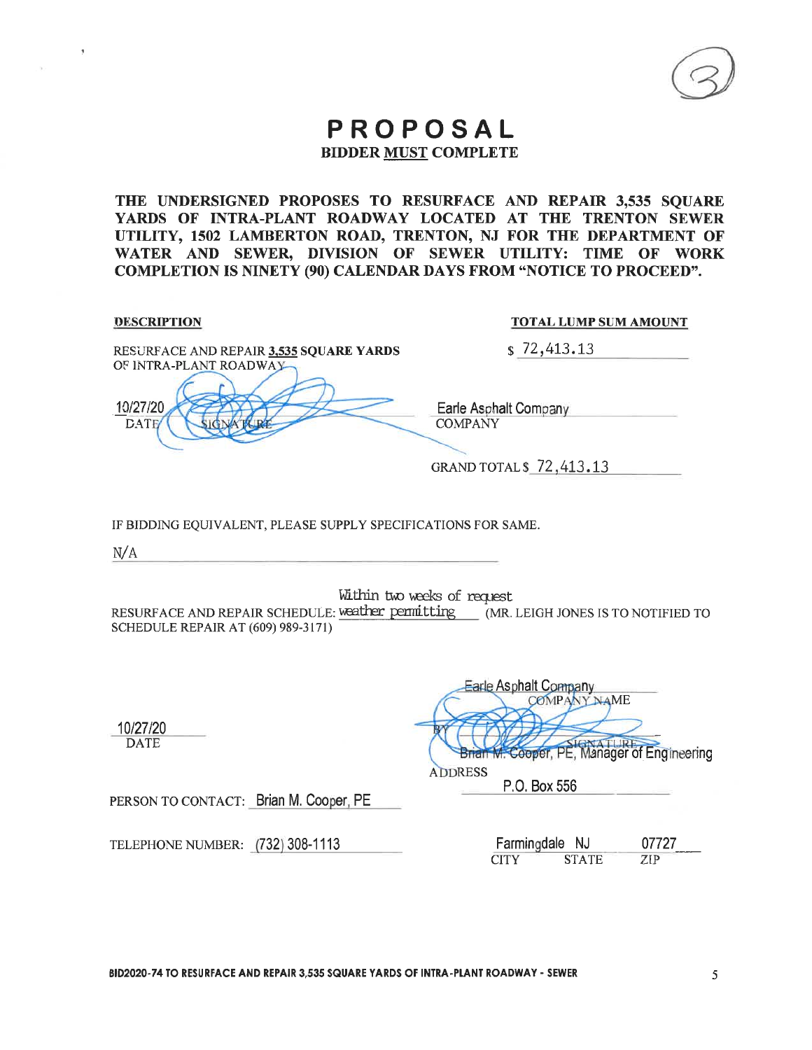# PROPOSAL

**BIDDER MUST COMPLETE**

**THE UNDERSIGNED PROPOSES TO RESURFACE AND REPAIR 3,535 SQUARE YARDS OF INTRA-PLANT ROADWAY LOCATED AT THE TRENTON SEWER UTILITY, 1502 LAMBERTON ROAD, TRENTON, NJ FOR THE DEPARTMENT OF WATER AND SEWER, DIVISION OF SEWER UTILITY: TIME OF WORK COMPLETION IS NINETY (90) CALENDAR DAYS FROM "NOTICE TO PROCEED".**

| DESCRIPTION | TOTAL LUMP SUM AMOUNT |
|---|---|
| RESURFACE AND REPAIR **3,535 SQUARE YARDS** OF INTRA-PLANT ROADWAY | $ 72,413.13 |

10/27/20
DATE SIGNATURE

Earle Asphalt Company
COMPANY

GRAND TOTAL $ 72,413.13

IF BIDDING EQUIVALENT, PLEASE SUPPLY SPECIFICATIONS FOR SAME.

N/A

RESURFACE AND REPAIR SCHEDULE: Within two weeks of request weather permitting (MR. LEIGH JONES IS TO NOTIFIED TO SCHEDULE REPAIR AT (609) 989-3171)

Earle Asphalt Company
COMPANY NAME

10/27/20
DATE

BY SIGNATURE
Brian M. Cooper, PE, Manager of Engineering

ADDRESS
P.O. Box 556

PERSON TO CONTACT: Brian M. Cooper, PE

TELEPHONE NUMBER: (732) 308-1113

Farmingdale NJ 07727
CITY STATE ZIP

BID2020-74 TO RESURFACE AND REPAIR 3,535 SQUARE YARDS OF INTRA-PLANT ROADWAY - SEWER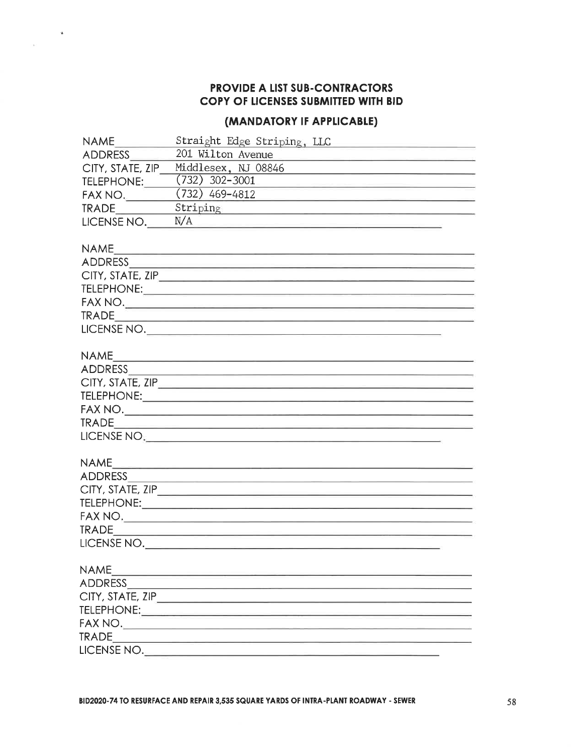## PROVIDE A LIST SUB-CONTRACTORS COPY OF LICENSES SUBMITTED WITH BID

### (MANDATORY IF APPLICABLE)

NAME Straight Edge Striping, LLC
ADDRESS 201 Wilton Avenue
CITY, STATE, ZIP Middlesex, NJ 08846
TELEPHONE: (732) 302-3001
FAX NO. (732) 469-4812
TRADE Striping
LICENSE NO. N/A

NAME \_\_\_\_\_\_\_\_\_\_\_\_\_\_\_\_
ADDRESS \_\_\_\_\_\_\_\_\_\_\_\_\_\_\_\_
CITY, STATE, ZIP \_\_\_\_\_\_\_\_\_\_\_\_\_\_\_\_
TELEPHONE: \_\_\_\_\_\_\_\_\_\_\_\_\_\_\_\_
FAX NO. \_\_\_\_\_\_\_\_\_\_\_\_\_\_\_\_
TRADE \_\_\_\_\_\_\_\_\_\_\_\_\_\_\_\_
LICENSE NO. \_\_\_\_\_\_\_\_\_\_\_\_\_\_\_\_

NAME \_\_\_\_\_\_\_\_\_\_\_\_\_\_\_\_
ADDRESS \_\_\_\_\_\_\_\_\_\_\_\_\_\_\_\_
CITY, STATE, ZIP \_\_\_\_\_\_\_\_\_\_\_\_\_\_\_\_
TELEPHONE: \_\_\_\_\_\_\_\_\_\_\_\_\_\_\_\_
FAX NO. \_\_\_\_\_\_\_\_\_\_\_\_\_\_\_\_
TRADE \_\_\_\_\_\_\_\_\_\_\_\_\_\_\_\_
LICENSE NO. \_\_\_\_\_\_\_\_\_\_\_\_\_\_\_\_

NAME \_\_\_\_\_\_\_\_\_\_\_\_\_\_\_\_
ADDRESS \_\_\_\_\_\_\_\_\_\_\_\_\_\_\_\_
CITY, STATE, ZIP \_\_\_\_\_\_\_\_\_\_\_\_\_\_\_\_
TELEPHONE: \_\_\_\_\_\_\_\_\_\_\_\_\_\_\_\_
FAX NO. \_\_\_\_\_\_\_\_\_\_\_\_\_\_\_\_
TRADE \_\_\_\_\_\_\_\_\_\_\_\_\_\_\_\_
LICENSE NO. \_\_\_\_\_\_\_\_\_\_\_\_\_\_\_\_

NAME \_\_\_\_\_\_\_\_\_\_\_\_\_\_\_\_
ADDRESS \_\_\_\_\_\_\_\_\_\_\_\_\_\_\_\_
CITY, STATE, ZIP \_\_\_\_\_\_\_\_\_\_\_\_\_\_\_\_
TELEPHONE: \_\_\_\_\_\_\_\_\_\_\_\_\_\_\_\_
FAX NO. \_\_\_\_\_\_\_\_\_\_\_\_\_\_\_\_
TRADE \_\_\_\_\_\_\_\_\_\_\_\_\_\_\_\_
LICENSE NO. \_\_\_\_\_\_\_\_\_\_\_\_\_\_\_\_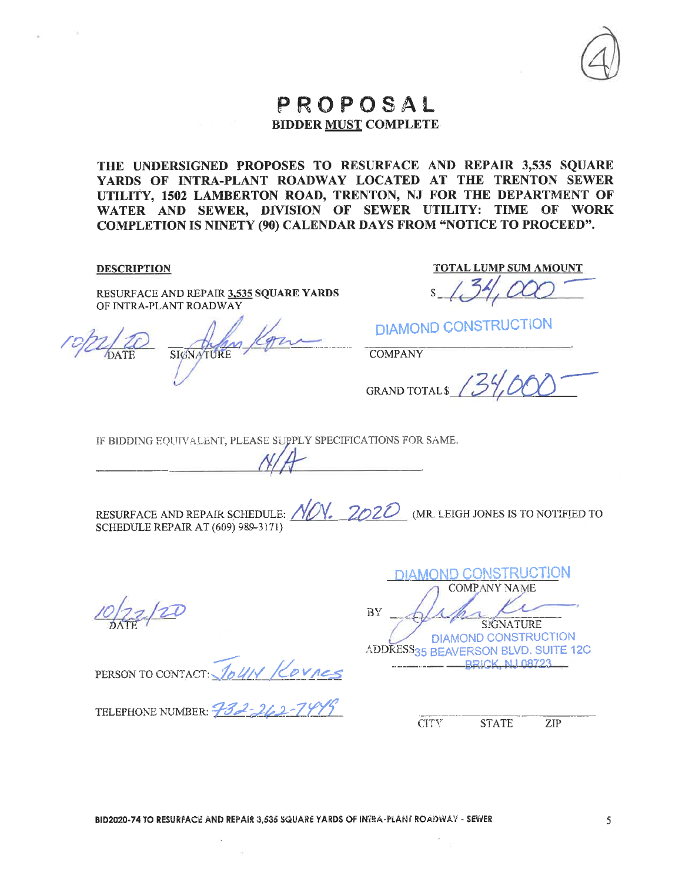# PROPOSAL

**BIDDER MUST COMPLETE**

**THE UNDERSIGNED PROPOSES TO RESURFACE AND REPAIR 3,535 SQUARE YARDS OF INTRA-PLANT ROADWAY LOCATED AT THE TRENTON SEWER UTILITY, 1502 LAMBERTON ROAD, TRENTON, NJ FOR THE DEPARTMENT OF WATER AND SEWER, DIVISION OF SEWER UTILITY: TIME OF WORK COMPLETION IS NINETY (90) CALENDAR DAYS FROM "NOTICE TO PROCEED".**

| **DESCRIPTION** | **TOTAL LUMP SUM AMOUNT** |
|---|---|
| RESURFACE AND REPAIR **3,535 SQUARE YARDS** OF INTRA-PLANT ROADWAY | $ 134,000 |

10/22/20 — DATE

SIGNATURE: [signature]

COMPANY: DIAMOND CONSTRUCTION

GRAND TOTAL $ 134,000

IF BIDDING EQUIVALENT, PLEASE SUPPLY SPECIFICATIONS FOR SAME.

N/A

RESURFACE AND REPAIR SCHEDULE: NOV. 2020 (MR. LEIGH JONES IS TO NOTIFIED TO SCHEDULE REPAIR AT (609) 989-3171)

DATE: 10/22/20

COMPANY NAME: DIAMOND CONSTRUCTION

BY: [signature] — SIGNATURE

ADDRESS: DIAMOND CONSTRUCTION, 35 BEAVERSON BLVD. SUITE 12C, BRICK, NJ 08723

CITY STATE ZIP

PERSON TO CONTACT: JOHN KOVACS

TELEPHONE NUMBER: 732-262-7445

BID2020-74 TO RESURFACE AND REPAIR 3,535 SQUARE YARDS OF INTRA-PLANT ROADWAY - SEWER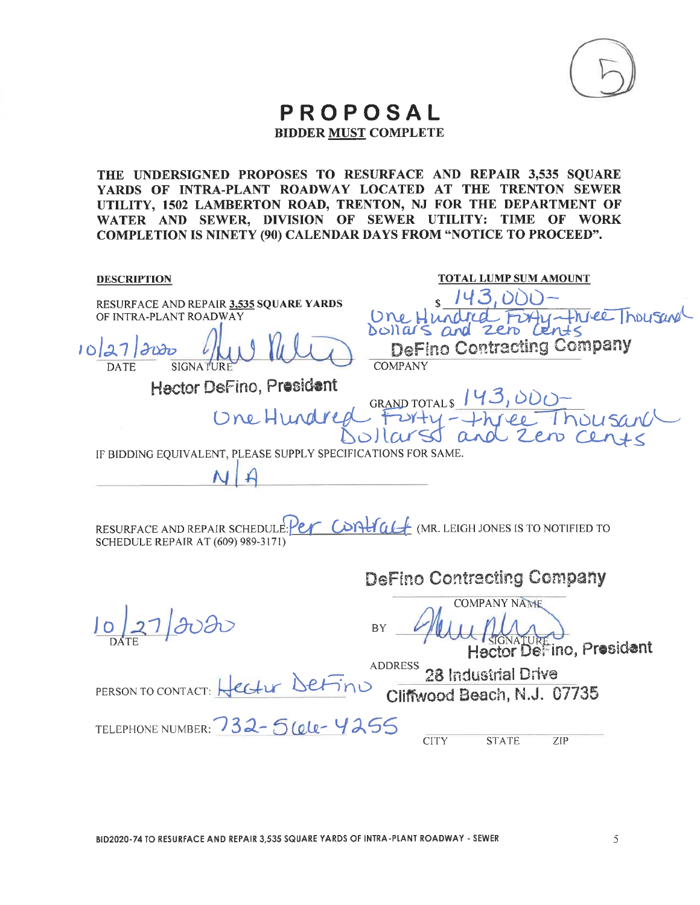(5)

# PROPOSAL

**BIDDER MUST COMPLETE**

**THE UNDERSIGNED PROPOSES TO RESURFACE AND REPAIR 3,535 SQUARE YARDS OF INTRA-PLANT ROADWAY LOCATED AT THE TRENTON SEWER UTILITY, 1502 LAMBERTON ROAD, TRENTON, NJ FOR THE DEPARTMENT OF WATER AND SEWER, DIVISION OF SEWER UTILITY: TIME OF WORK COMPLETION IS NINETY (90) CALENDAR DAYS FROM "NOTICE TO PROCEED".**

| **DESCRIPTION** | **TOTAL LUMP SUM AMOUNT** |
|---|---|
| RESURFACE AND REPAIR **3,535** SQUARE YARDS OF INTRA-PLANT ROADWAY | $ 143,000- One Hundred Forty-three Thousand Dollars and zero Cents |

10/27/2020 — SIGNATURE: [signature] Hector DeFino, President — COMPANY: DeFino Contracting Company

DATE / SIGNATURE / COMPANY

GRAND TOTAL $ 143,000-
One Hundred Forty-three Thousand Dollars and zero cents

IF BIDDING EQUIVALENT, PLEASE SUPPLY SPECIFICATIONS FOR SAME.

N/A

RESURFACE AND REPAIR SCHEDULE: Per contract (MR. LEIGH JONES IS TO NOTIFIED TO SCHEDULE REPAIR AT (609) 989-3171)

COMPANY NAME: DeFino Contracting Company

DATE: 10/27/2020

BY: [signature] Hector DeFino, President (SIGNATURE)

ADDRESS: 28 Industrial Drive, Cliffwood Beach, N.J. 07735

CITY STATE ZIP

PERSON TO CONTACT: Hector DeFino

TELEPHONE NUMBER: 732-566-4255

BID2020-74 TO RESURFACE AND REPAIR 3,535 SQUARE YARDS OF INTRA-PLANT ROADWAY - SEWER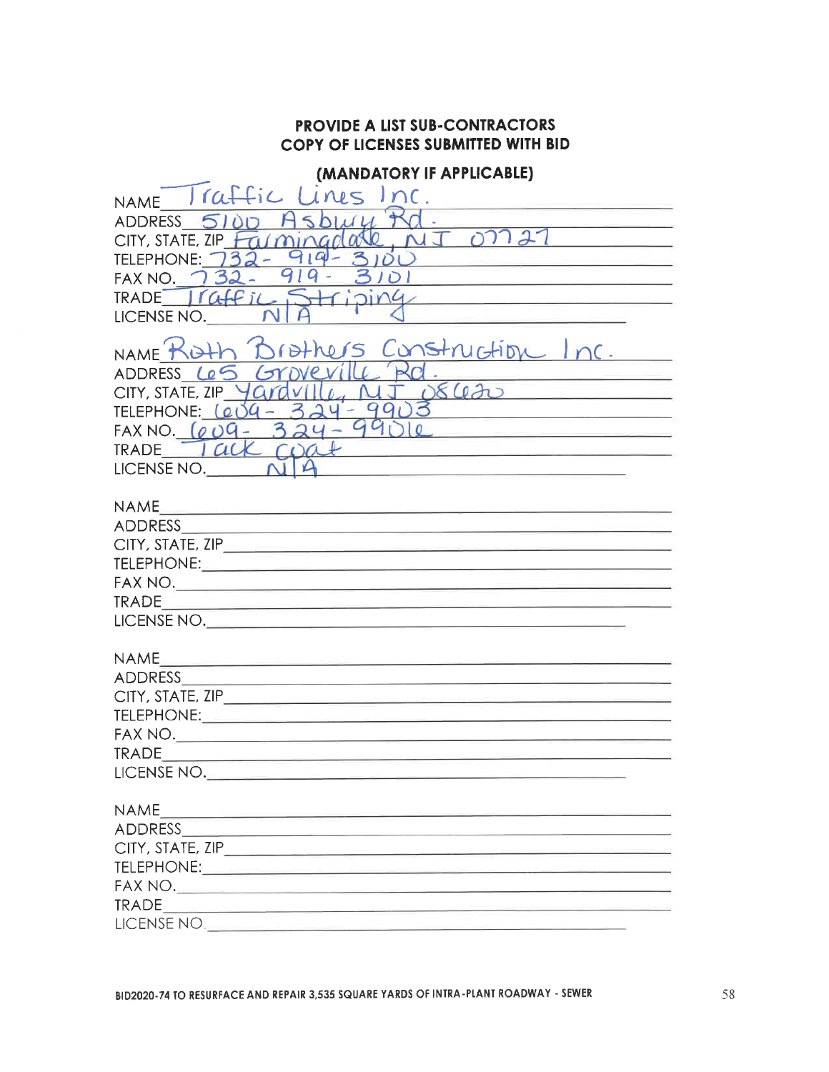**PROVIDE A LIST SUB-CONTRACTORS**
**COPY OF LICENSES SUBMITTED WITH BID**

**(MANDATORY IF APPLICABLE)**

NAME Traffic Lines Inc.
ADDRESS 5100 Asbury Rd.
CITY, STATE, ZIP Farmingdale, NJ 07727
TELEPHONE: 732-919-3100
FAX NO. 732-919-3101
TRADE Traffic Striping
LICENSE NO. N/A

NAME Roth Brothers Construction Inc.
ADDRESS 65 Groveville Rd.
CITY, STATE, ZIP Yardville, NJ 08620
TELEPHONE: 609-324-9903
FAX NO. 609-324-9906
TRADE Tack Coat
LICENSE NO. N/A

NAME
ADDRESS
CITY, STATE, ZIP
TELEPHONE:
FAX NO.
TRADE
LICENSE NO.

NAME
ADDRESS
CITY, STATE, ZIP
TELEPHONE:
FAX NO.
TRADE
LICENSE NO.

NAME
ADDRESS
CITY, STATE, ZIP
TELEPHONE:
FAX NO.
TRADE
LICENSE NO.

BID2020-74 TO RESURFACE AND REPAIR 3,535 SQUARE YARDS OF INTRA-PLANT ROADWAY - SEWER